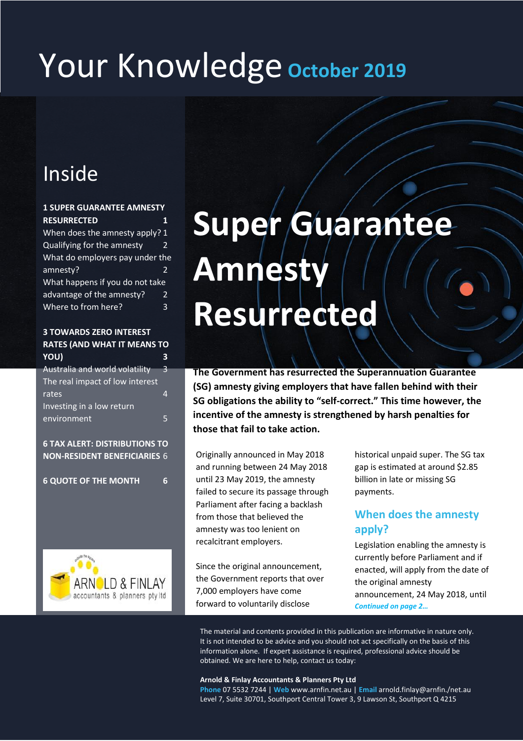# Your Knowledge October 2019

## Inside

**1 SUPER GUARANTEE AMNESTY RESURRECTED 1**
When does the amnesty apply? 1
Qualifying for the amnesty 2
What do employers pay under the amnesty? 2
What happens if you do not take advantage of the amnesty? 2
Where to from here? 3

**3 TOWARDS ZERO INTEREST RATES (AND WHAT IT MEANS TO YOU) 3**
Australia and world volatility 3
The real impact of low interest rates 4
Investing in a low return environment 5

**6 TAX ALERT: DISTRIBUTIONS TO NON-RESIDENT BENEFICIARIES 6**

**6 QUOTE OF THE MONTH 6**

ARNOLD & FINLAY accountants & planners pty ltd

# Super Guarantee Amnesty Resurrected

**The Government has resurrected the Superannuation Guarantee (SG) amnesty giving employers that have fallen behind with their SG obligations the ability to "self-correct." This time however, the incentive of the amnesty is strengthened by harsh penalties for those that fail to take action.**

Originally announced in May 2018 and running between 24 May 2018 until 23 May 2019, the amnesty failed to secure its passage through Parliament after facing a backlash from those that believed the amnesty was too lenient on recalcitrant employers.

Since the original announcement, the Government reports that over 7,000 employers have come forward to voluntarily disclose historical unpaid super. The SG tax gap is estimated at around $2.85 billion in late or missing SG payments.

## When does the amnesty apply?

Legislation enabling the amnesty is currently before Parliament and if enacted, will apply from the date of the original amnesty announcement, 24 May 2018, until

*Continued on page 2…*

The material and contents provided in this publication are informative in nature only. It is not intended to be advice and you should not act specifically on the basis of this information alone. If expert assistance is required, professional advice should be obtained. We are here to help, contact us today:

**Arnold & Finlay Accountants & Planners Pty Ltd**
**Phone** 07 5532 7244 | **Web** www.arnfin.net.au | **Email** arnold.finlay@arnfin./net.au
Level 7, Suite 30701, Southport Central Tower 3, 9 Lawson St, Southport Q 4215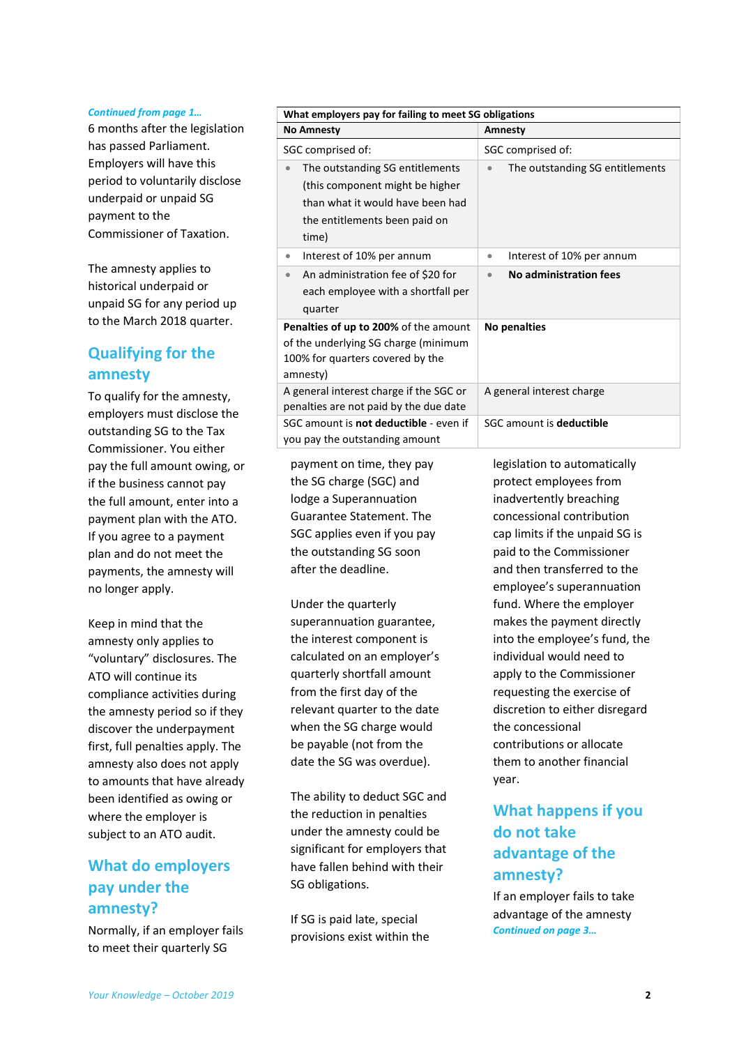*Continued from page 1…*

6 months after the legislation has passed Parliament. Employers will have this period to voluntarily disclose underpaid or unpaid SG payment to the Commissioner of Taxation.

The amnesty applies to historical underpaid or unpaid SG for any period up to the March 2018 quarter.

## Qualifying for the amnesty

To qualify for the amnesty, employers must disclose the outstanding SG to the Tax Commissioner. You either pay the full amount owing, or if the business cannot pay the full amount, enter into a payment plan with the ATO. If you agree to a payment plan and do not meet the payments, the amnesty will no longer apply.

Keep in mind that the amnesty only applies to "voluntary" disclosures. The ATO will continue its compliance activities during the amnesty period so if they discover the underpayment first, full penalties apply. The amnesty also does not apply to amounts that have already been identified as owing or where the employer is subject to an ATO audit.

## What do employers pay under the amnesty?

Normally, if an employer fails to meet their quarterly SG payment on time, they pay the SG charge (SGC) and lodge a Superannuation Guarantee Statement. The SGC applies even if you pay the outstanding SG soon after the deadline.

| What employers pay for failing to meet SG obligations | |
|---|---|
| **No Amnesty** | **Amnesty** |
| SGC comprised of: | SGC comprised of: |
| • The outstanding SG entitlements (this component might be higher than what it would have been had the entitlements been paid on time) | • The outstanding SG entitlements |
| • Interest of 10% per annum | • Interest of 10% per annum |
| • An administration fee of $20 for each employee with a shortfall per quarter | • **No administration fees** |
| **Penalties of up to 200%** of the amount of the underlying SG charge (minimum 100% for quarters covered by the amnesty) | **No penalties** |
| A general interest charge if the SGC or penalties are not paid by the due date | A general interest charge |
| SGC amount is **not deductible** - even if you pay the outstanding amount | SGC amount is **deductible** |

Under the quarterly superannuation guarantee, the interest component is calculated on an employer's quarterly shortfall amount from the first day of the relevant quarter to the date when the SG charge would be payable (not from the date the SG was overdue).

The ability to deduct SGC and the reduction in penalties under the amnesty could be significant for employers that have fallen behind with their SG obligations.

If SG is paid late, special provisions exist within the legislation to automatically protect employees from inadvertently breaching concessional contribution cap limits if the unpaid SG is paid to the Commissioner and then transferred to the employee's superannuation fund. Where the employer makes the payment directly into the employee's fund, the individual would need to apply to the Commissioner requesting the exercise of discretion to either disregard the concessional contributions or allocate them to another financial year.

## What happens if you do not take advantage of the amnesty?

If an employer fails to take advantage of the amnesty

*Continued on page 3…*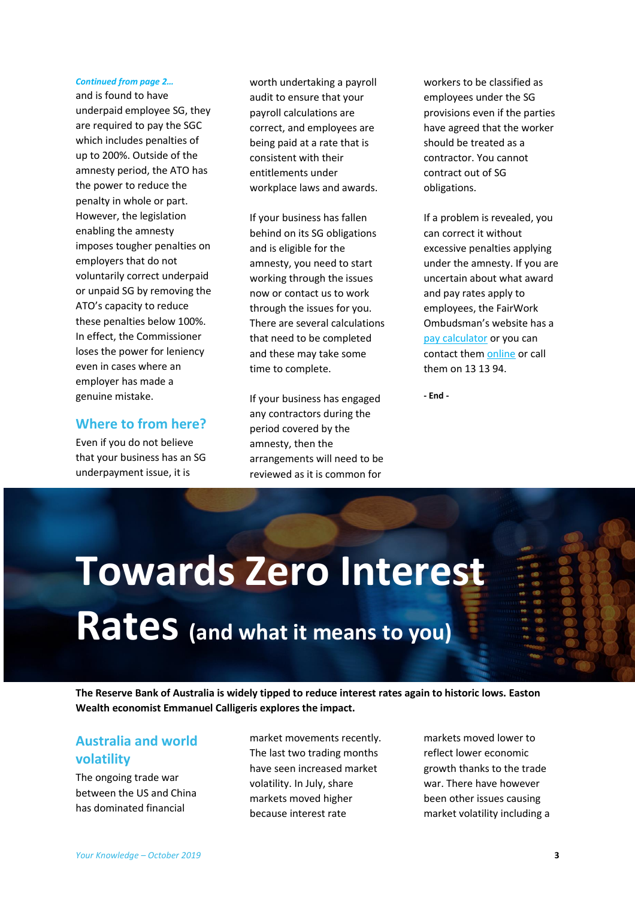*Continued from page 2…*

and is found to have underpaid employee SG, they are required to pay the SGC which includes penalties of up to 200%. Outside of the amnesty period, the ATO has the power to reduce the penalty in whole or part. However, the legislation enabling the amnesty imposes tougher penalties on employers that do not voluntarily correct underpaid or unpaid SG by removing the ATO's capacity to reduce these penalties below 100%. In effect, the Commissioner loses the power for leniency even in cases where an employer has made a genuine mistake.

## Where to from here?

Even if you do not believe that your business has an SG underpayment issue, it is worth undertaking a payroll audit to ensure that your payroll calculations are correct, and employees are being paid at a rate that is consistent with their entitlements under workplace laws and awards.

If your business has fallen behind on its SG obligations and is eligible for the amnesty, you need to start working through the issues now or contact us to work through the issues for you. There are several calculations that need to be completed and these may take some time to complete.

If your business has engaged any contractors during the period covered by the amnesty, then the arrangements will need to be reviewed as it is common for workers to be classified as employees under the SG provisions even if the parties have agreed that the worker should be treated as a contractor. You cannot contract out of SG obligations.

If a problem is revealed, you can correct it without excessive penalties applying under the amnesty. If you are uncertain about what award and pay rates apply to employees, the FairWork Ombudsman's website has a pay calculator or you can contact them online or call them on 13 13 94.

**- End -**

# Towards Zero Interest Rates (and what it means to you)

**The Reserve Bank of Australia is widely tipped to reduce interest rates again to historic lows. Easton Wealth economist Emmanuel Calligeris explores the impact.**

## Australia and world volatility

The ongoing trade war between the US and China has dominated financial market movements recently. The last two trading months have seen increased market volatility. In July, share markets moved higher because interest rate markets moved lower to reflect lower economic growth thanks to the trade war. There have however been other issues causing market volatility including a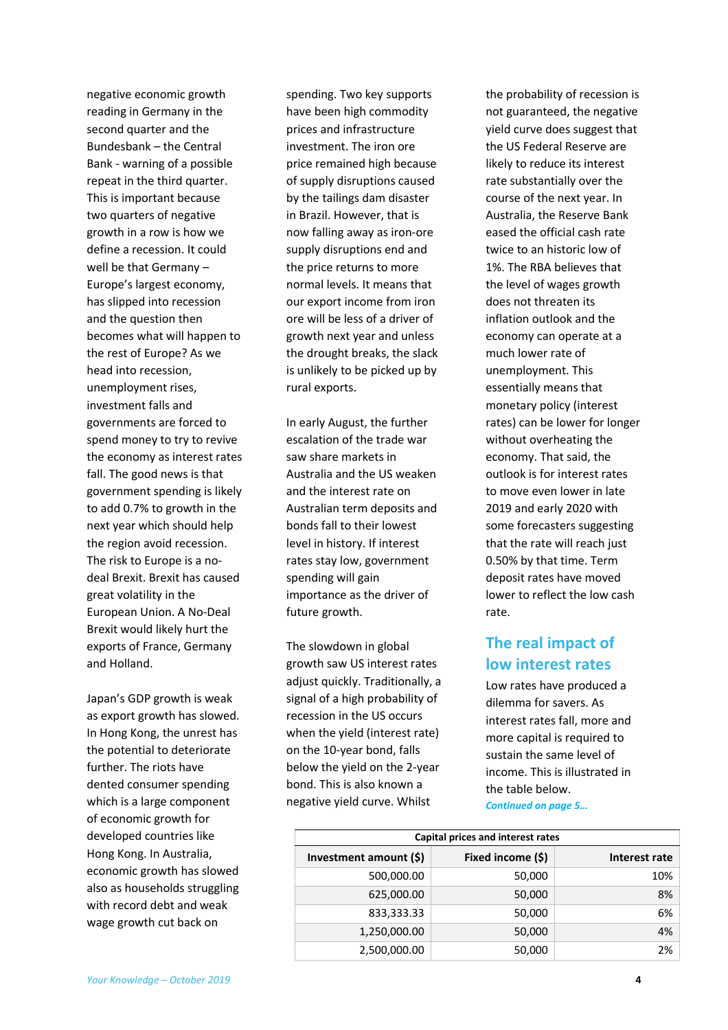negative economic growth reading in Germany in the second quarter and the Bundesbank – the Central Bank - warning of a possible repeat in the third quarter. This is important because two quarters of negative growth in a row is how we define a recession. It could well be that Germany – Europe's largest economy, has slipped into recession and the question then becomes what will happen to the rest of Europe? As we head into recession, unemployment rises, investment falls and governments are forced to spend money to try to revive the economy as interest rates fall. The good news is that government spending is likely to add 0.7% to growth in the next year which should help the region avoid recession. The risk to Europe is a no-deal Brexit. Brexit has caused great volatility in the European Union. A No-Deal Brexit would likely hurt the exports of France, Germany and Holland.

Japan's GDP growth is weak as export growth has slowed. In Hong Kong, the unrest has the potential to deteriorate further. The riots have dented consumer spending which is a large component of economic growth for developed countries like Hong Kong. In Australia, economic growth has slowed also as households struggling with record debt and weak wage growth cut back on spending. Two key supports have been high commodity prices and infrastructure investment. The iron ore price remained high because of supply disruptions caused by the tailings dam disaster in Brazil. However, that is now falling away as iron-ore supply disruptions end and the price returns to more normal levels. It means that our export income from iron ore will be less of a driver of growth next year and unless the drought breaks, the slack is unlikely to be picked up by rural exports.

In early August, the further escalation of the trade war saw share markets in Australia and the US weaken and the interest rate on Australian term deposits and bonds fall to their lowest level in history. If interest rates stay low, government spending will gain importance as the driver of future growth.

The slowdown in global growth saw US interest rates adjust quickly. Traditionally, a signal of a high probability of recession in the US occurs when the yield (interest rate) on the 10-year bond, falls below the yield on the 2-year bond. This is also known a negative yield curve. Whilst the probability of recession is not guaranteed, the negative yield curve does suggest that the US Federal Reserve are likely to reduce its interest rate substantially over the course of the next year. In Australia, the Reserve Bank eased the official cash rate twice to an historic low of 1%. The RBA believes that the level of wages growth does not threaten its inflation outlook and the economy can operate at a much lower rate of unemployment. This essentially means that monetary policy (interest rates) can be lower for longer without overheating the economy. That said, the outlook is for interest rates to move even lower in late 2019 and early 2020 with some forecasters suggesting that the rate will reach just 0.50% by that time. Term deposit rates have moved lower to reflect the low cash rate.

## The real impact of low interest rates

Low rates have produced a dilemma for savers. As interest rates fall, more and more capital is required to sustain the same level of income. This is illustrated in the table below.

***Continued on page 5…***

| Capital prices and interest rates | | |
|---|---|---|
| **Investment amount ($)** | **Fixed income ($)** | **Interest rate** |
| 500,000.00 | 50,000 | 10% |
| 625,000.00 | 50,000 | 8% |
| 833,333.33 | 50,000 | 6% |
| 1,250,000.00 | 50,000 | 4% |
| 2,500,000.00 | 50,000 | 2% |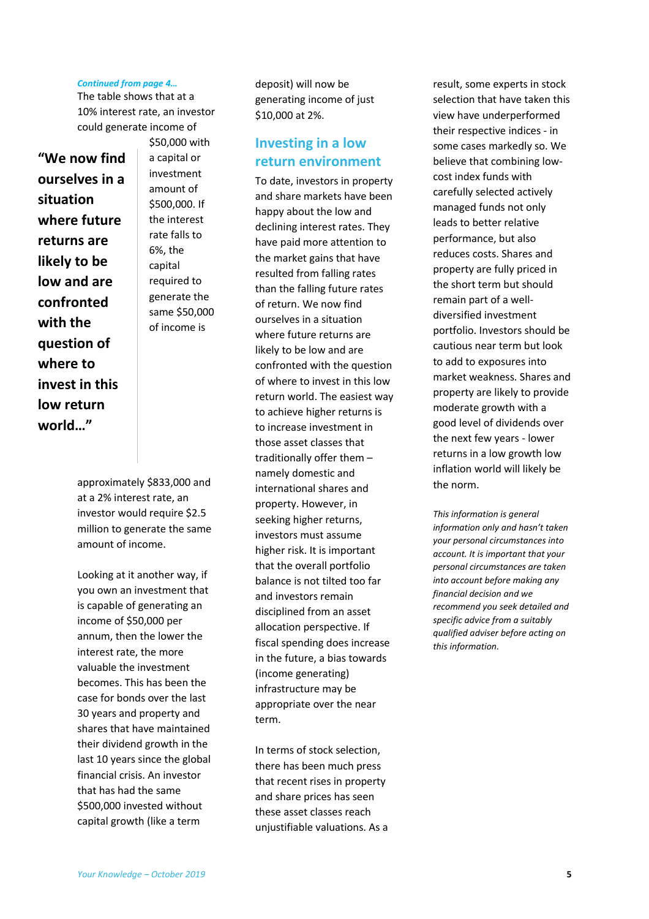*Continued from page 4…*

The table shows that at a 10% interest rate, an investor could generate income of $50,000 with a capital or investment amount of $500,000. If the interest rate falls to 6%, the capital required to generate the same $50,000 of income is approximately $833,000 and at a 2% interest rate, an investor would require $2.5 million to generate the same amount of income.

> **"We now find ourselves in a situation where future returns are likely to be low and are confronted with the question of where to invest in this low return world…"**

Looking at it another way, if you own an investment that is capable of generating an income of $50,000 per annum, then the lower the interest rate, the more valuable the investment becomes. This has been the case for bonds over the last 30 years and property and shares that have maintained their dividend growth in the last 10 years since the global financial crisis. An investor that has had the same $500,000 invested without capital growth (like a term deposit) will now be generating income of just $10,000 at 2%.

## Investing in a low return environment

To date, investors in property and share markets have been happy about the low and declining interest rates. They have paid more attention to the market gains that have resulted from falling rates than the falling future rates of return. We now find ourselves in a situation where future returns are likely to be low and are confronted with the question of where to invest in this low return world. The easiest way to achieve higher returns is to increase investment in those asset classes that traditionally offer them – namely domestic and international shares and property. However, in seeking higher returns, investors must assume higher risk. It is important that the overall portfolio balance is not tilted too far and investors remain disciplined from an asset allocation perspective. If fiscal spending does increase in the future, a bias towards (income generating) infrastructure may be appropriate over the near term.

In terms of stock selection, there has been much press that recent rises in property and share prices has seen these asset classes reach unjustifiable valuations. As a result, some experts in stock selection that have taken this view have underperformed their respective indices - in some cases markedly so. We believe that combining low-cost index funds with carefully selected actively managed funds not only leads to better relative performance, but also reduces costs. Shares and property are fully priced in the short term but should remain part of a well-diversified investment portfolio. Investors should be cautious near term but look to add to exposures into market weakness. Shares and property are likely to provide moderate growth with a good level of dividends over the next few years - lower returns in a low growth low inflation world will likely be the norm.

*This information is general information only and hasn't taken your personal circumstances into account. It is important that your personal circumstances are taken into account before making any financial decision and we recommend you seek detailed and specific advice from a suitably qualified adviser before acting on this information.*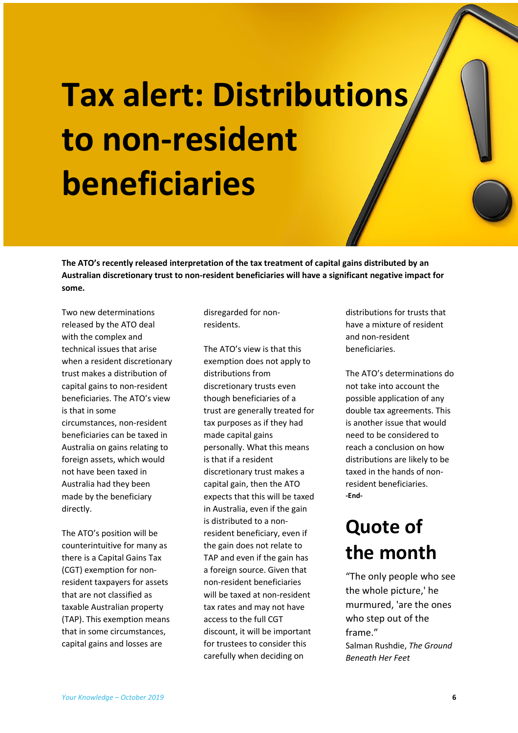# Tax alert: Distributions to non-resident beneficiaries

**The ATO's recently released interpretation of the tax treatment of capital gains distributed by an Australian discretionary trust to non-resident beneficiaries will have a significant negative impact for some.**

Two new determinations released by the ATO deal with the complex and technical issues that arise when a resident discretionary trust makes a distribution of capital gains to non-resident beneficiaries. The ATO's view is that in some circumstances, non-resident beneficiaries can be taxed in Australia on gains relating to foreign assets, which would not have been taxed in Australia had they been made by the beneficiary directly.

The ATO's position will be counterintuitive for many as there is a Capital Gains Tax (CGT) exemption for non-resident taxpayers for assets that are not classified as taxable Australian property (TAP). This exemption means that in some circumstances, capital gains and losses are disregarded for non-residents.

The ATO's view is that this exemption does not apply to distributions from discretionary trusts even though beneficiaries of a trust are generally treated for tax purposes as if they had made capital gains personally. What this means is that if a resident discretionary trust makes a capital gain, then the ATO expects that this will be taxed in Australia, even if the gain is distributed to a non-resident beneficiary, even if the gain does not relate to TAP and even if the gain has a foreign source. Given that non-resident beneficiaries will be taxed at non-resident tax rates and may not have access to the full CGT discount, it will be important for trustees to consider this carefully when deciding on distributions for trusts that have a mixture of resident and non-resident beneficiaries.

The ATO's determinations do not take into account the possible application of any double tax agreements. This is another issue that would need to be considered to reach a conclusion on how distributions are likely to be taxed in the hands of non-resident beneficiaries.

**-End-**

# Quote of the month

"The only people who see the whole picture,' he murmured, 'are the ones who step out of the frame."

Salman Rushdie, *The Ground Beneath Her Feet*